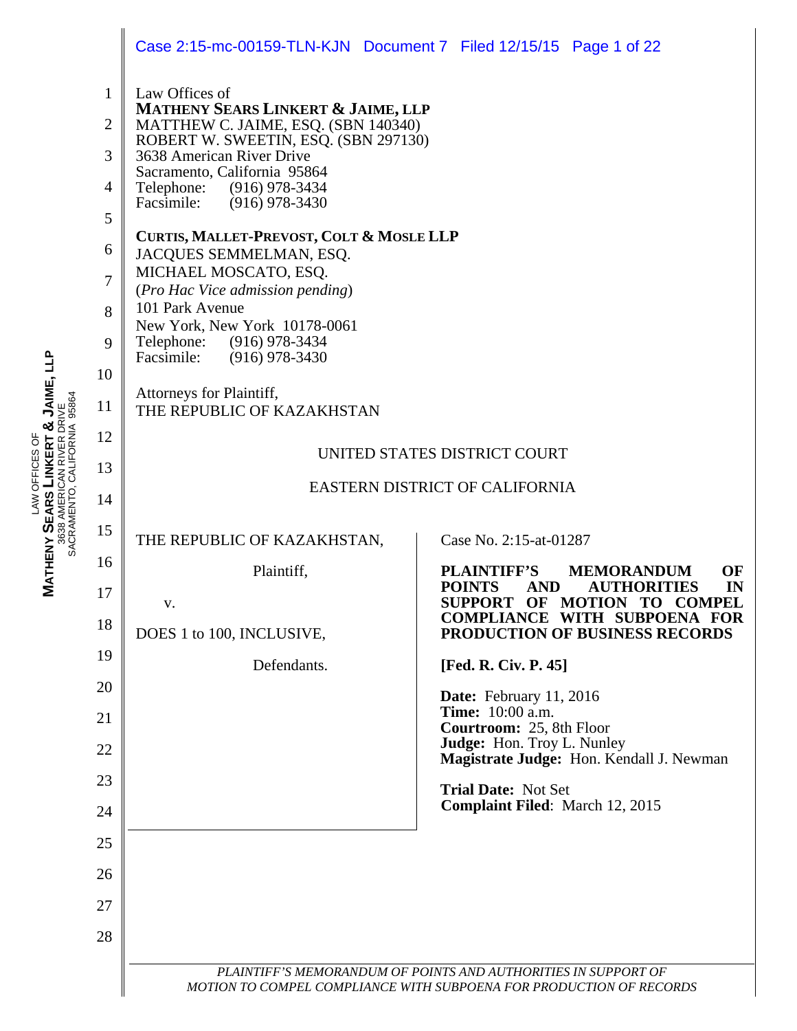Law Offices of
**MATHENY SEARS LINKERT & JAIME, LLP**
MATTHEW C. JAIME, ESQ. (SBN 140340)
ROBERT W. SWEETIN, ESQ. (SBN 297130)
3638 American River Drive
Sacramento, California 95864
Telephone: (916) 978-3434
Facsimile: (916) 978-3430

**CURTIS, MALLET-PREVOST, COLT & MOSLE LLP**
JACQUES SEMMELMAN, ESQ.
MICHAEL MOSCATO, ESQ.
(*Pro Hac Vice admission pending*)
101 Park Avenue
New York, New York 10178-0061
Telephone: (916) 978-3434
Facsimile: (916) 978-3430

Attorneys for Plaintiff,
THE REPUBLIC OF KAZAKHSTAN

UNITED STATES DISTRICT COURT

EASTERN DISTRICT OF CALIFORNIA

THE REPUBLIC OF KAZAKHSTAN,

Plaintiff,

v.

DOES 1 to 100, INCLUSIVE,

Defendants.

Case No. 2:15-at-01287

**PLAINTIFF'S MEMORANDUM OF POINTS AND AUTHORITIES IN SUPPORT OF MOTION TO COMPEL COMPLIANCE WITH SUBPOENA FOR PRODUCTION OF BUSINESS RECORDS**

**[Fed. R. Civ. P. 45]**

**Date:** February 11, 2016
**Time:** 10:00 a.m.
**Courtroom:** 25, 8th Floor
**Judge:** Hon. Troy L. Nunley
**Magistrate Judge:** Hon. Kendall J. Newman

**Trial Date:** Not Set
**Complaint Filed**: March 12, 2015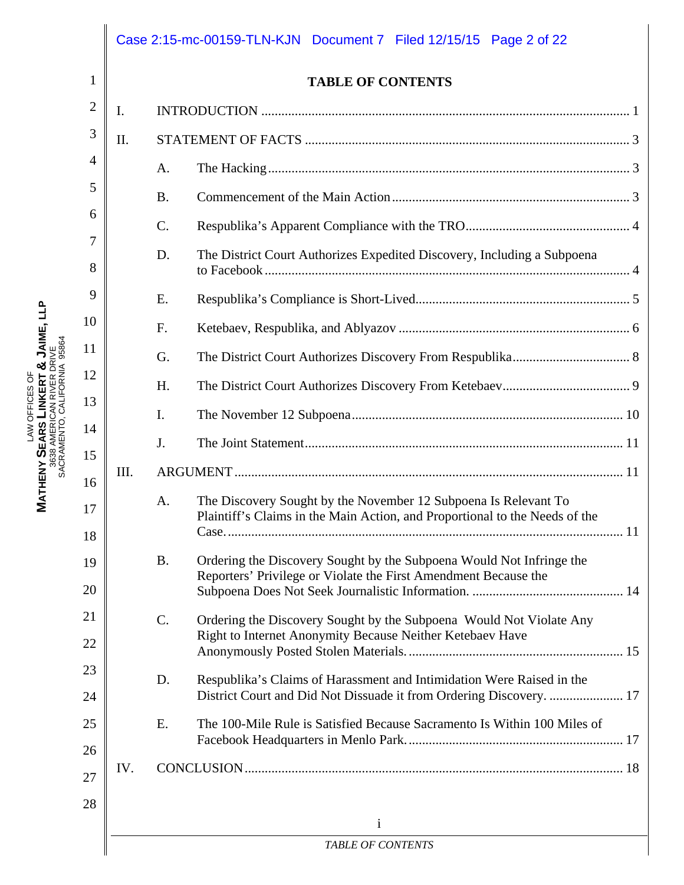# TABLE OF CONTENTS

I. INTRODUCTION ........................................................................................................... 1

II. STATEMENT OF FACTS ............................................................................................... 3

- A. The Hacking ........................................................................................................... 3
- B. Commencement of the Main Action ...................................................................... 3
- C. Respublika's Apparent Compliance with the TRO ................................................ 4
- D. The District Court Authorizes Expedited Discovery, Including a Subpoena to Facebook ........................................................................................................... 4
- E. Respublika's Compliance is Short-Lived ............................................................... 5
- F. Ketebaev, Respublika, and Ablyazov .................................................................... 6
- G. The District Court Authorizes Discovery From Respublika .................................. 8
- H. The District Court Authorizes Discovery From Ketebaev ..................................... 9
- I. The November 12 Subpoena ................................................................................ 10
- J. The Joint Statement .............................................................................................. 11

III. ARGUMENT ................................................................................................................ 11

- A. The Discovery Sought by the November 12 Subpoena Is Relevant To Plaintiff's Claims in the Main Action, and Proportional to the Needs of the Case. .................................................................................................................... 11
- B. Ordering the Discovery Sought by the Subpoena Would Not Infringe the Reporters' Privilege or Violate the First Amendment Because the Subpoena Does Not Seek Journalistic Information. ............................................ 14
- C. Ordering the Discovery Sought by the Subpoena Would Not Violate Any Right to Internet Anonymity Because Neither Ketebaev Have Anonymously Posted Stolen Materials. ............................................................... 15
- D. Respublika's Claims of Harassment and Intimidation Were Raised in the District Court and Did Not Dissuade it from Ordering Discovery. ...................... 17
- E. The 100-Mile Rule is Satisfied Because Sacramento Is Within 100 Miles of Facebook Headquarters in Menlo Park. ............................................................... 17

IV. CONCLUSION .............................................................................................................. 18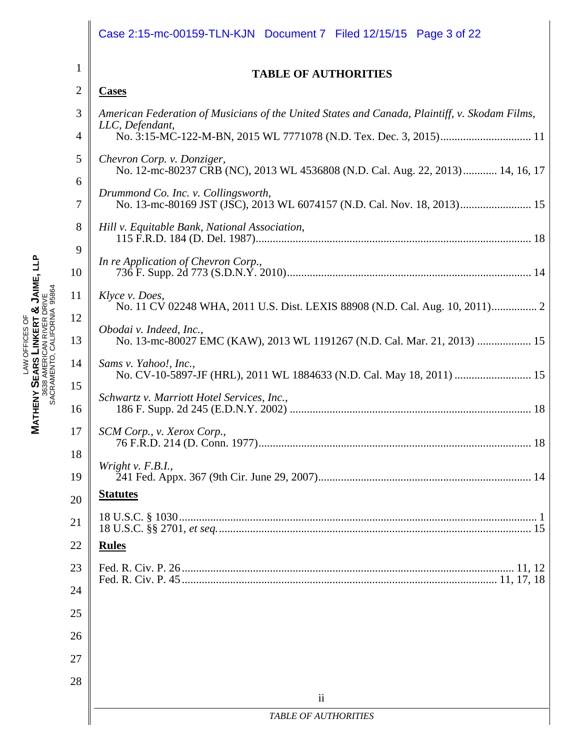# TABLE OF AUTHORITIES

## Cases

*American Federation of Musicians of the United States and Canada, Plaintiff, v. Skodam Films, LLC, Defendant*,
No. 3:15-MC-122-M-BN, 2015 WL 7771078 (N.D. Tex. Dec. 3, 2015)................................ 11

*Chevron Corp. v. Donziger*,
No. 12-mc-80237 CRB (NC), 2013 WL 4536808 (N.D. Cal. Aug. 22, 2013)............ 14, 16, 17

*Drummond Co. Inc. v. Collingsworth*,
No. 13-mc-80169 JST (JSC), 2013 WL 6074157 (N.D. Cal. Nov. 18, 2013)......................... 15

*Hill v. Equitable Bank, National Association*,
115 F.R.D. 184 (D. Del. 1987)................................................................................................ 18

*In re Application of Chevron Corp.*,
736 F. Supp. 2d 773 (S.D.N.Y. 2010)..................................................................................... 14

*Klyce v. Does*,
No. 11 CV 02248 WHA, 2011 U.S. Dist. LEXIS 88908 (N.D. Cal. Aug. 10, 2011)................ 2

*Obodai v. Indeed, Inc.*,
No. 13-mc-80027 EMC (KAW), 2013 WL 1191267 (N.D. Cal. Mar. 21, 2013) ................... 15

*Sams v. Yahoo!, Inc.*,
No. CV-10-5897-JF (HRL), 2011 WL 1884633 (N.D. Cal. May 18, 2011) ........................... 15

*Schwartz v. Marriott Hotel Services, Inc.*,
186 F. Supp. 2d 245 (E.D.N.Y. 2002) .................................................................................... 18

*SCM Corp., v. Xerox Corp.*,
76 F.R.D. 214 (D. Conn. 1977)............................................................................................... 18

*Wright v. F.B.I.*,
241 Fed. Appx. 367 (9th Cir. June 29, 2007).......................................................................... 14

## Statutes

18 U.S.C. § 1030............................................................................................................................ 1
18 U.S.C. §§ 2701, *et seq.*............................................................................................................. 15

## Rules

Fed. R. Civ. P. 26.................................................................................................................. 11, 12
Fed. R. Civ. P. 45............................................................................................................. 11, 17, 18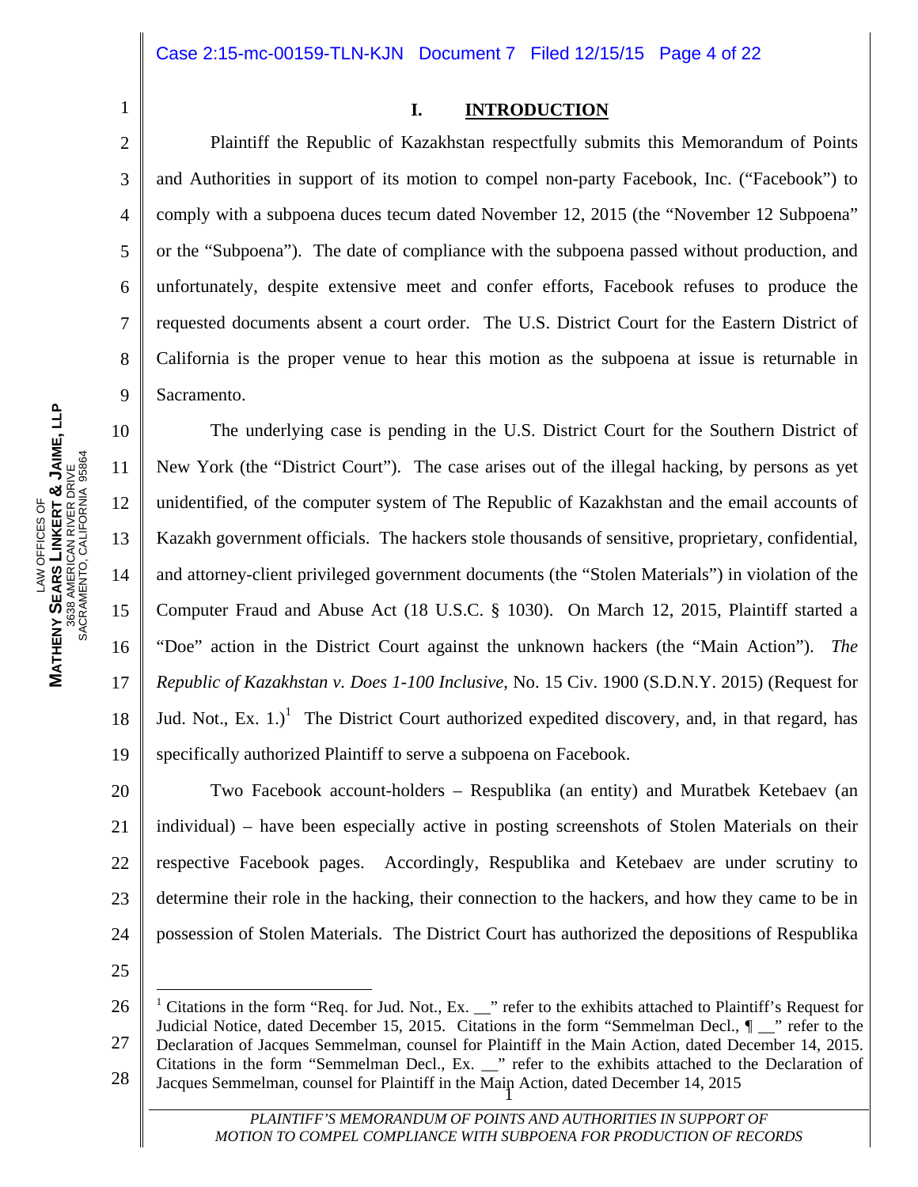## I. INTRODUCTION

Plaintiff the Republic of Kazakhstan respectfully submits this Memorandum of Points and Authorities in support of its motion to compel non-party Facebook, Inc. ("Facebook") to comply with a subpoena duces tecum dated November 12, 2015 (the "November 12 Subpoena" or the "Subpoena"). The date of compliance with the subpoena passed without production, and unfortunately, despite extensive meet and confer efforts, Facebook refuses to produce the requested documents absent a court order. The U.S. District Court for the Eastern District of California is the proper venue to hear this motion as the subpoena at issue is returnable in Sacramento.

The underlying case is pending in the U.S. District Court for the Southern District of New York (the "District Court"). The case arises out of the illegal hacking, by persons as yet unidentified, of the computer system of The Republic of Kazakhstan and the email accounts of Kazakh government officials. The hackers stole thousands of sensitive, proprietary, confidential, and attorney-client privileged government documents (the "Stolen Materials") in violation of the Computer Fraud and Abuse Act (18 U.S.C. § 1030). On March 12, 2015, Plaintiff started a "Doe" action in the District Court against the unknown hackers (the "Main Action"). *The Republic of Kazakhstan v. Does 1-100 Inclusive*, No. 15 Civ. 1900 (S.D.N.Y. 2015) (Request for Jud. Not., Ex. 1.)[1] The District Court authorized expedited discovery, and, in that regard, has specifically authorized Plaintiff to serve a subpoena on Facebook.

Two Facebook account-holders – Respublika (an entity) and Muratbek Ketebaev (an individual) – have been especially active in posting screenshots of Stolen Materials on their respective Facebook pages. Accordingly, Respublika and Ketebaev are under scrutiny to determine their role in the hacking, their connection to the hackers, and how they came to be in possession of Stolen Materials. The District Court has authorized the depositions of Respublika

---

[1] Citations in the form "Req. for Jud. Not., Ex. __" refer to the exhibits attached to Plaintiff's Request for Judicial Notice, dated December 15, 2015. Citations in the form "Semmelman Decl., ¶ __" refer to the Declaration of Jacques Semmelman, counsel for Plaintiff in the Main Action, dated December 14, 2015. Citations in the form "Semmelman Decl., Ex. __" refer to the exhibits attached to the Declaration of Jacques Semmelman, counsel for Plaintiff in the Main Action, dated December 14, 2015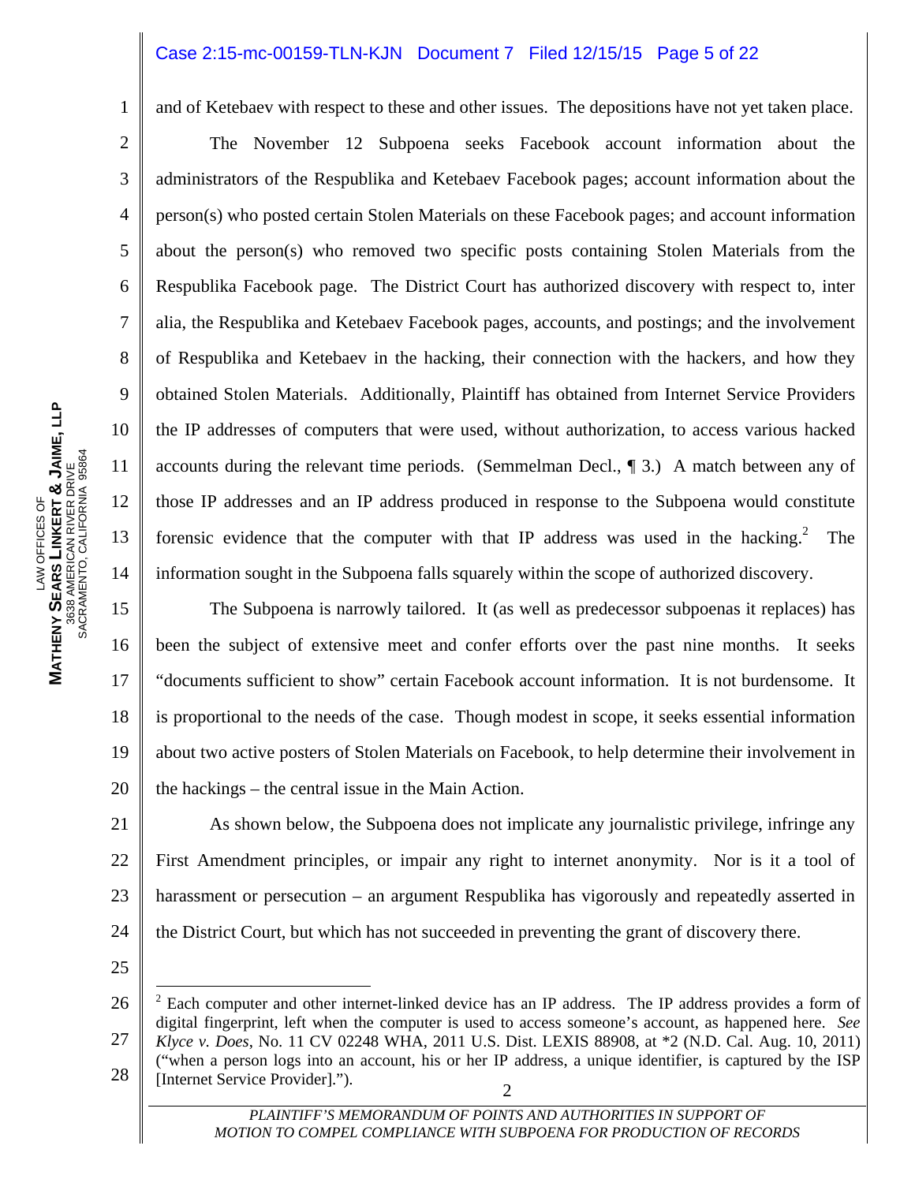and of Ketebaev with respect to these and other issues. The depositions have not yet taken place.

The November 12 Subpoena seeks Facebook account information about the administrators of the Respublika and Ketebaev Facebook pages; account information about the person(s) who posted certain Stolen Materials on these Facebook pages; and account information about the person(s) who removed two specific posts containing Stolen Materials from the Respublika Facebook page. The District Court has authorized discovery with respect to, inter alia, the Respublika and Ketebaev Facebook pages, accounts, and postings; and the involvement of Respublika and Ketebaev in the hacking, their connection with the hackers, and how they obtained Stolen Materials. Additionally, Plaintiff has obtained from Internet Service Providers the IP addresses of computers that were used, without authorization, to access various hacked accounts during the relevant time periods. (Semmelman Decl., ¶ 3.) A match between any of those IP addresses and an IP address produced in response to the Subpoena would constitute forensic evidence that the computer with that IP address was used in the hacking.[2] The information sought in the Subpoena falls squarely within the scope of authorized discovery.

The Subpoena is narrowly tailored. It (as well as predecessor subpoenas it replaces) has been the subject of extensive meet and confer efforts over the past nine months. It seeks "documents sufficient to show" certain Facebook account information. It is not burdensome. It is proportional to the needs of the case. Though modest in scope, it seeks essential information about two active posters of Stolen Materials on Facebook, to help determine their involvement in the hackings – the central issue in the Main Action.

As shown below, the Subpoena does not implicate any journalistic privilege, infringe any First Amendment principles, or impair any right to internet anonymity. Nor is it a tool of harassment or persecution – an argument Respublika has vigorously and repeatedly asserted in the District Court, but which has not succeeded in preventing the grant of discovery there.

---

[2] Each computer and other internet-linked device has an IP address. The IP address provides a form of digital fingerprint, left when the computer is used to access someone's account, as happened here. *See Klyce v. Does*, No. 11 CV 02248 WHA, 2011 U.S. Dist. LEXIS 88908, at *2 (N.D. Cal. Aug. 10, 2011) ("when a person logs into an account, his or her IP address, a unique identifier, is captured by the ISP [Internet Service Provider].").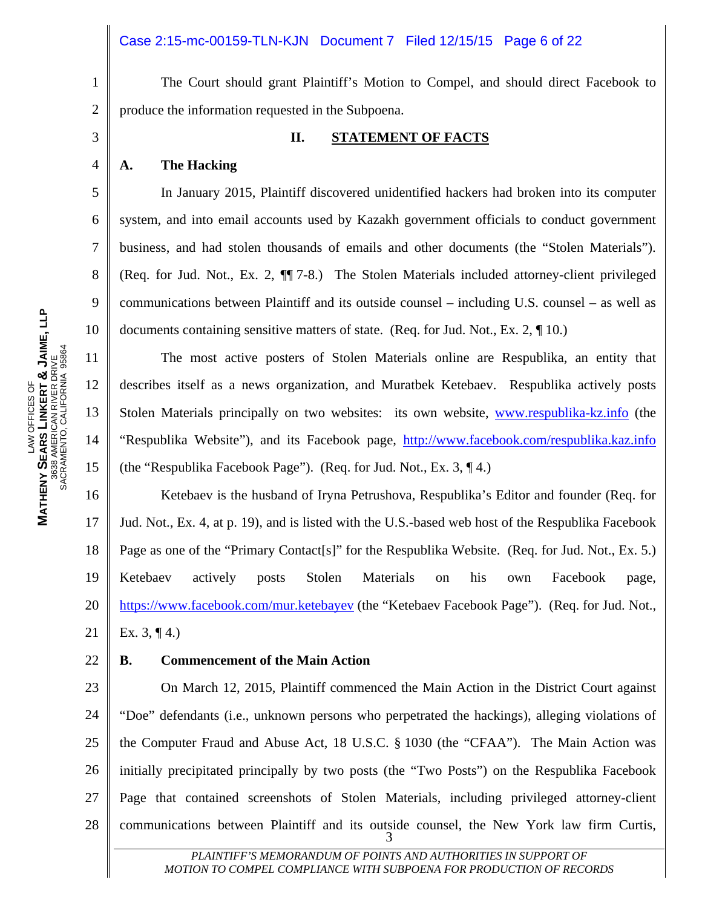The Court should grant Plaintiff's Motion to Compel, and should direct Facebook to produce the information requested in the Subpoena.

## II. STATEMENT OF FACTS

### A. The Hacking

In January 2015, Plaintiff discovered unidentified hackers had broken into its computer system, and into email accounts used by Kazakh government officials to conduct government business, and had stolen thousands of emails and other documents (the "Stolen Materials"). (Req. for Jud. Not., Ex. 2, ¶¶ 7-8.) The Stolen Materials included attorney-client privileged communications between Plaintiff and its outside counsel – including U.S. counsel – as well as documents containing sensitive matters of state. (Req. for Jud. Not., Ex. 2, ¶ 10.)

The most active posters of Stolen Materials online are Respublika, an entity that describes itself as a news organization, and Muratbek Ketebaev. Respublika actively posts Stolen Materials principally on two websites: its own website, www.respublika-kz.info (the "Respublika Website"), and its Facebook page, http://www.facebook.com/respublika.kaz.info (the "Respublika Facebook Page"). (Req. for Jud. Not., Ex. 3, ¶ 4.)

Ketebaev is the husband of Iryna Petrushova, Respublika's Editor and founder (Req. for Jud. Not., Ex. 4, at p. 19), and is listed with the U.S.-based web host of the Respublika Facebook Page as one of the "Primary Contact[s]" for the Respublika Website. (Req. for Jud. Not., Ex. 5.) Ketebaev actively posts Stolen Materials on his own Facebook page, https://www.facebook.com/mur.ketebayev (the "Ketebaev Facebook Page"). (Req. for Jud. Not., Ex. 3, ¶ 4.)

### B. Commencement of the Main Action

On March 12, 2015, Plaintiff commenced the Main Action in the District Court against "Doe" defendants (i.e., unknown persons who perpetrated the hackings), alleging violations of the Computer Fraud and Abuse Act, 18 U.S.C. § 1030 (the "CFAA"). The Main Action was initially precipitated principally by two posts (the "Two Posts") on the Respublika Facebook Page that contained screenshots of Stolen Materials, including privileged attorney-client communications between Plaintiff and its outside counsel, the New York law firm Curtis,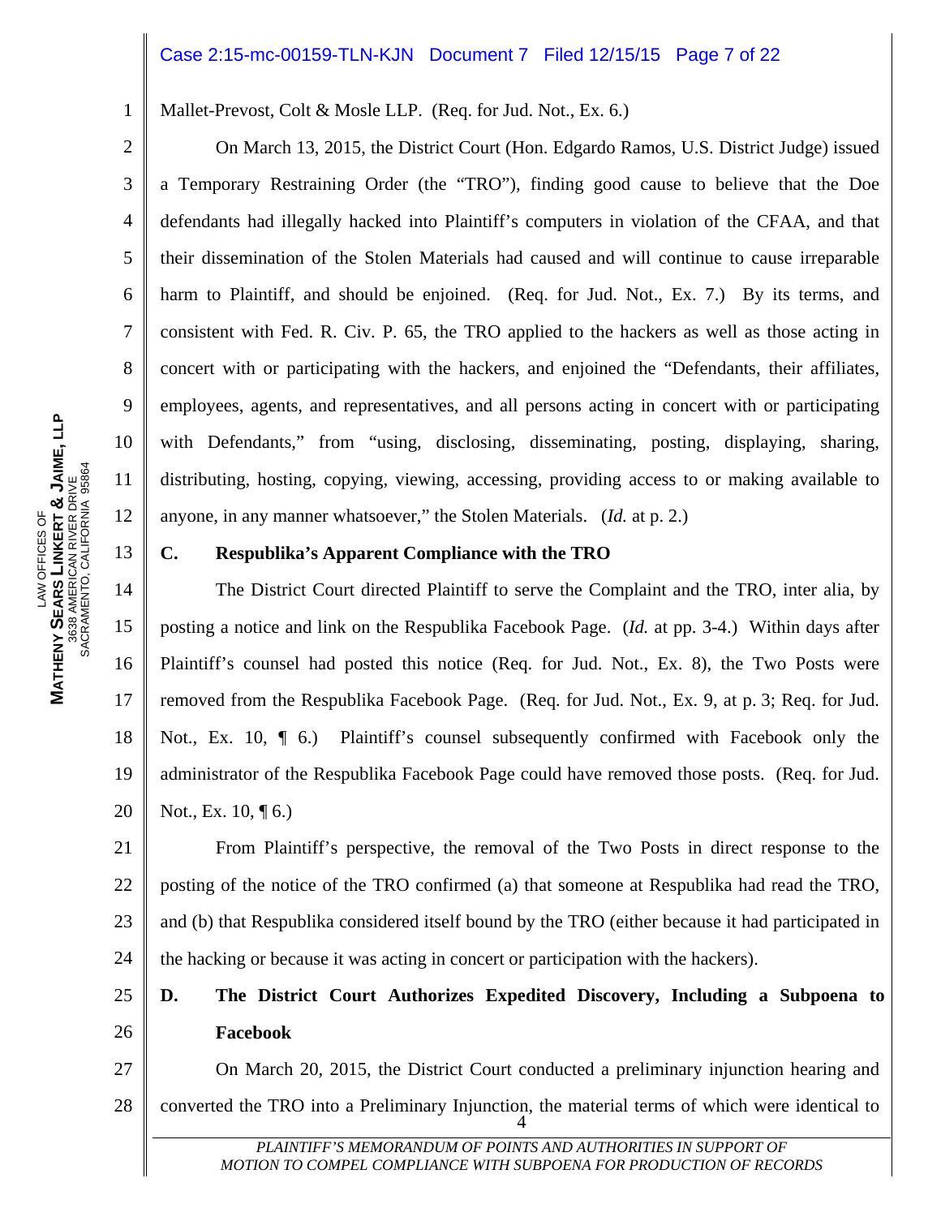Mallet-Prevost, Colt & Mosle LLP. (Req. for Jud. Not., Ex. 6.)

On March 13, 2015, the District Court (Hon. Edgardo Ramos, U.S. District Judge) issued a Temporary Restraining Order (the "TRO"), finding good cause to believe that the Doe defendants had illegally hacked into Plaintiff's computers in violation of the CFAA, and that their dissemination of the Stolen Materials had caused and will continue to cause irreparable harm to Plaintiff, and should be enjoined. (Req. for Jud. Not., Ex. 7.) By its terms, and consistent with Fed. R. Civ. P. 65, the TRO applied to the hackers as well as those acting in concert with or participating with the hackers, and enjoined the "Defendants, their affiliates, employees, agents, and representatives, and all persons acting in concert with or participating with Defendants," from "using, disclosing, disseminating, posting, displaying, sharing, distributing, hosting, copying, viewing, accessing, providing access to or making available to anyone, in any manner whatsoever," the Stolen Materials. (*Id.* at p. 2.)

### C. Respublika's Apparent Compliance with the TRO

The District Court directed Plaintiff to serve the Complaint and the TRO, inter alia, by posting a notice and link on the Respublika Facebook Page. (*Id.* at pp. 3-4.) Within days after Plaintiff's counsel had posted this notice (Req. for Jud. Not., Ex. 8), the Two Posts were removed from the Respublika Facebook Page. (Req. for Jud. Not., Ex. 9, at p. 3; Req. for Jud. Not., Ex. 10, ¶ 6.) Plaintiff's counsel subsequently confirmed with Facebook only the administrator of the Respublika Facebook Page could have removed those posts. (Req. for Jud. Not., Ex. 10, ¶ 6.)

From Plaintiff's perspective, the removal of the Two Posts in direct response to the posting of the notice of the TRO confirmed (a) that someone at Respublika had read the TRO, and (b) that Respublika considered itself bound by the TRO (either because it had participated in the hacking or because it was acting in concert or participation with the hackers).

### D. The District Court Authorizes Expedited Discovery, Including a Subpoena to Facebook

On March 20, 2015, the District Court conducted a preliminary injunction hearing and converted the TRO into a Preliminary Injunction, the material terms of which were identical to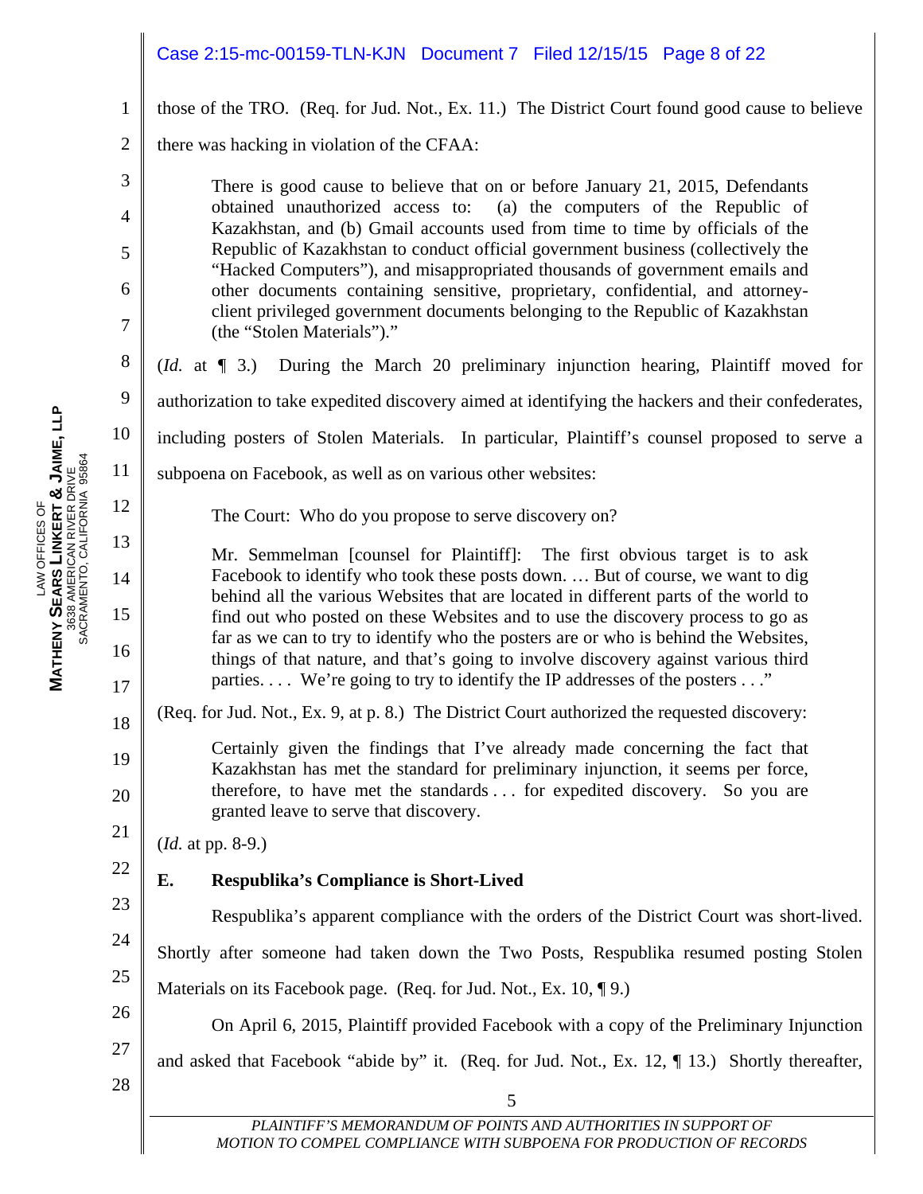those of the TRO. (Req. for Jud. Not., Ex. 11.) The District Court found good cause to believe there was hacking in violation of the CFAA:

> There is good cause to believe that on or before January 21, 2015, Defendants obtained unauthorized access to: (a) the computers of the Republic of Kazakhstan, and (b) Gmail accounts used from time to time by officials of the Republic of Kazakhstan to conduct official government business (collectively the "Hacked Computers"), and misappropriated thousands of government emails and other documents containing sensitive, proprietary, confidential, and attorney-client privileged government documents belonging to the Republic of Kazakhstan (the "Stolen Materials")."

(*Id.* at ¶ 3.) During the March 20 preliminary injunction hearing, Plaintiff moved for authorization to take expedited discovery aimed at identifying the hackers and their confederates, including posters of Stolen Materials. In particular, Plaintiff's counsel proposed to serve a subpoena on Facebook, as well as on various other websites:

> The Court: Who do you propose to serve discovery on?
>
> Mr. Semmelman [counsel for Plaintiff]: The first obvious target is to ask Facebook to identify who took these posts down. … But of course, we want to dig behind all the various Websites that are located in different parts of the world to find out who posted on these Websites and to use the discovery process to go as far as we can to try to identify who the posters are or who is behind the Websites, things of that nature, and that's going to involve discovery against various third parties. . . . We're going to try to identify the IP addresses of the posters . . ."

(Req. for Jud. Not., Ex. 9, at p. 8.) The District Court authorized the requested discovery:

> Certainly given the findings that I've already made concerning the fact that Kazakhstan has met the standard for preliminary injunction, it seems per force, therefore, to have met the standards . . . for expedited discovery. So you are granted leave to serve that discovery.

(*Id.* at pp. 8-9.)

### E. Respublika's Compliance is Short-Lived

Respublika's apparent compliance with the orders of the District Court was short-lived. Shortly after someone had taken down the Two Posts, Respublika resumed posting Stolen Materials on its Facebook page. (Req. for Jud. Not., Ex. 10, ¶ 9.)

On April 6, 2015, Plaintiff provided Facebook with a copy of the Preliminary Injunction and asked that Facebook "abide by" it. (Req. for Jud. Not., Ex. 12, ¶ 13.) Shortly thereafter,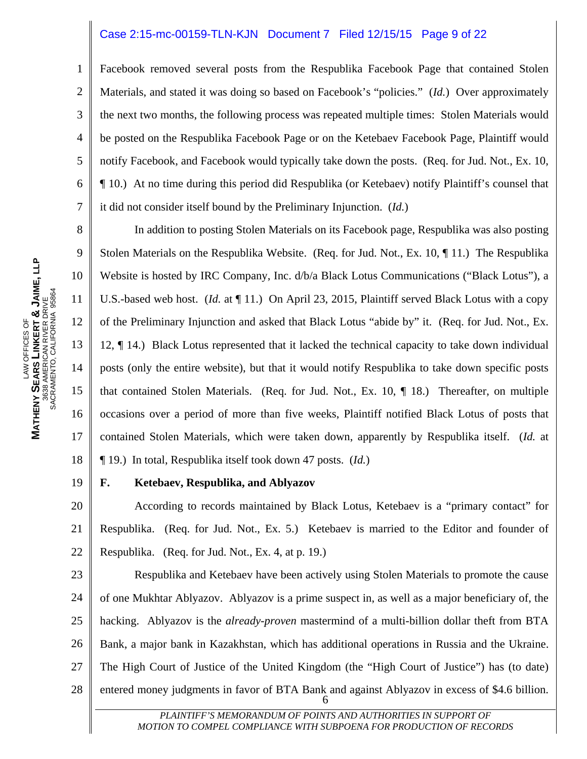Facebook removed several posts from the Respublika Facebook Page that contained Stolen Materials, and stated it was doing so based on Facebook's "policies." (*Id.*) Over approximately the next two months, the following process was repeated multiple times: Stolen Materials would be posted on the Respublika Facebook Page or on the Ketebaev Facebook Page, Plaintiff would notify Facebook, and Facebook would typically take down the posts. (Req. for Jud. Not., Ex. 10, ¶ 10.) At no time during this period did Respublika (or Ketebaev) notify Plaintiff's counsel that it did not consider itself bound by the Preliminary Injunction. (*Id.*)

In addition to posting Stolen Materials on its Facebook page, Respublika was also posting Stolen Materials on the Respublika Website. (Req. for Jud. Not., Ex. 10, ¶ 11.) The Respublika Website is hosted by IRC Company, Inc. d/b/a Black Lotus Communications ("Black Lotus"), a U.S.-based web host. (*Id.* at ¶ 11.) On April 23, 2015, Plaintiff served Black Lotus with a copy of the Preliminary Injunction and asked that Black Lotus "abide by" it. (Req. for Jud. Not., Ex. 12, ¶ 14.) Black Lotus represented that it lacked the technical capacity to take down individual posts (only the entire website), but that it would notify Respublika to take down specific posts that contained Stolen Materials. (Req. for Jud. Not., Ex. 10, ¶ 18.) Thereafter, on multiple occasions over a period of more than five weeks, Plaintiff notified Black Lotus of posts that contained Stolen Materials, which were taken down, apparently by Respublika itself. (*Id.* at ¶ 19.) In total, Respublika itself took down 47 posts. (*Id.*)

### F. Ketebaev, Respublika, and Ablyazov

According to records maintained by Black Lotus, Ketebaev is a "primary contact" for Respublika. (Req. for Jud. Not., Ex. 5.) Ketebaev is married to the Editor and founder of Respublika. (Req. for Jud. Not., Ex. 4, at p. 19.)

Respublika and Ketebaev have been actively using Stolen Materials to promote the cause of one Mukhtar Ablyazov. Ablyazov is a prime suspect in, as well as a major beneficiary of, the hacking. Ablyazov is the *already-proven* mastermind of a multi-billion dollar theft from BTA Bank, a major bank in Kazakhstan, which has additional operations in Russia and the Ukraine. The High Court of Justice of the United Kingdom (the "High Court of Justice") has (to date) entered money judgments in favor of BTA Bank and against Ablyazov in excess of $4.6 billion.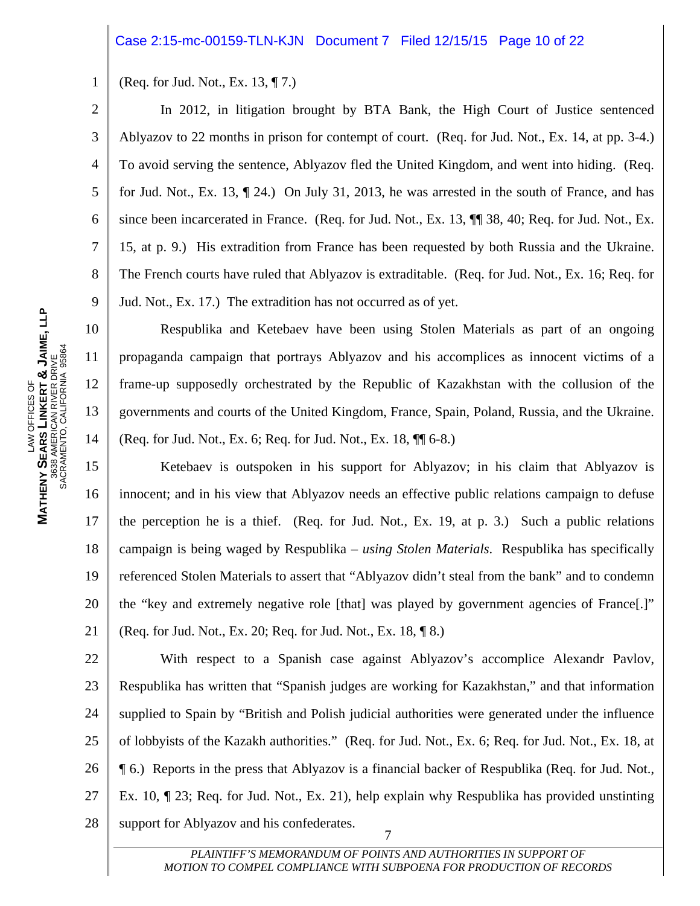(Req. for Jud. Not., Ex. 13, ¶ 7.)

In 2012, in litigation brought by BTA Bank, the High Court of Justice sentenced Ablyazov to 22 months in prison for contempt of court. (Req. for Jud. Not., Ex. 14, at pp. 3-4.) To avoid serving the sentence, Ablyazov fled the United Kingdom, and went into hiding. (Req. for Jud. Not., Ex. 13, ¶ 24.) On July 31, 2013, he was arrested in the south of France, and has since been incarcerated in France. (Req. for Jud. Not., Ex. 13, ¶¶ 38, 40; Req. for Jud. Not., Ex. 15, at p. 9.) His extradition from France has been requested by both Russia and the Ukraine. The French courts have ruled that Ablyazov is extraditable. (Req. for Jud. Not., Ex. 16; Req. for Jud. Not., Ex. 17.) The extradition has not occurred as of yet.

Respublika and Ketebaev have been using Stolen Materials as part of an ongoing propaganda campaign that portrays Ablyazov and his accomplices as innocent victims of a frame-up supposedly orchestrated by the Republic of Kazakhstan with the collusion of the governments and courts of the United Kingdom, France, Spain, Poland, Russia, and the Ukraine. (Req. for Jud. Not., Ex. 6; Req. for Jud. Not., Ex. 18, ¶¶ 6-8.)

Ketebaev is outspoken in his support for Ablyazov; in his claim that Ablyazov is innocent; and in his view that Ablyazov needs an effective public relations campaign to defuse the perception he is a thief. (Req. for Jud. Not., Ex. 19, at p. 3.) Such a public relations campaign is being waged by Respublika – *using Stolen Materials*. Respublika has specifically referenced Stolen Materials to assert that "Ablyazov didn't steal from the bank" and to condemn the "key and extremely negative role [that] was played by government agencies of France[.]" (Req. for Jud. Not., Ex. 20; Req. for Jud. Not., Ex. 18, ¶ 8.)

With respect to a Spanish case against Ablyazov's accomplice Alexandr Pavlov, Respublika has written that "Spanish judges are working for Kazakhstan," and that information supplied to Spain by "British and Polish judicial authorities were generated under the influence of lobbyists of the Kazakh authorities." (Req. for Jud. Not., Ex. 6; Req. for Jud. Not., Ex. 18, at ¶ 6.) Reports in the press that Ablyazov is a financial backer of Respublika (Req. for Jud. Not., Ex. 10, ¶ 23; Req. for Jud. Not., Ex. 21), help explain why Respublika has provided unstinting support for Ablyazov and his confederates.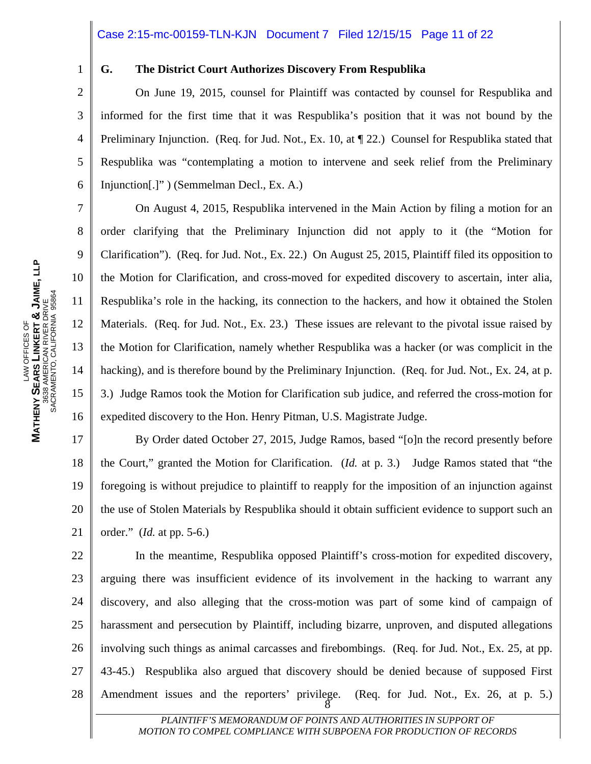### G. The District Court Authorizes Discovery From Respublika

On June 19, 2015, counsel for Plaintiff was contacted by counsel for Respublika and informed for the first time that it was Respublika's position that it was not bound by the Preliminary Injunction. (Req. for Jud. Not., Ex. 10, at ¶ 22.) Counsel for Respublika stated that Respublika was "contemplating a motion to intervene and seek relief from the Preliminary Injunction[.]" ) (Semmelman Decl., Ex. A.)

On August 4, 2015, Respublika intervened in the Main Action by filing a motion for an order clarifying that the Preliminary Injunction did not apply to it (the "Motion for Clarification"). (Req. for Jud. Not., Ex. 22.) On August 25, 2015, Plaintiff filed its opposition to the Motion for Clarification, and cross-moved for expedited discovery to ascertain, inter alia, Respublika's role in the hacking, its connection to the hackers, and how it obtained the Stolen Materials. (Req. for Jud. Not., Ex. 23.) These issues are relevant to the pivotal issue raised by the Motion for Clarification, namely whether Respublika was a hacker (or was complicit in the hacking), and is therefore bound by the Preliminary Injunction. (Req. for Jud. Not., Ex. 24, at p. 3.) Judge Ramos took the Motion for Clarification sub judice, and referred the cross-motion for expedited discovery to the Hon. Henry Pitman, U.S. Magistrate Judge.

By Order dated October 27, 2015, Judge Ramos, based "[o]n the record presently before the Court," granted the Motion for Clarification. (*Id.* at p. 3.) Judge Ramos stated that "the foregoing is without prejudice to plaintiff to reapply for the imposition of an injunction against the use of Stolen Materials by Respublika should it obtain sufficient evidence to support such an order." (*Id.* at pp. 5-6.)

In the meantime, Respublika opposed Plaintiff's cross-motion for expedited discovery, arguing there was insufficient evidence of its involvement in the hacking to warrant any discovery, and also alleging that the cross-motion was part of some kind of campaign of harassment and persecution by Plaintiff, including bizarre, unproven, and disputed allegations involving such things as animal carcasses and firebombings. (Req. for Jud. Not., Ex. 25, at pp. 43-45.) Respublika also argued that discovery should be denied because of supposed First Amendment issues and the reporters' privilege. (Req. for Jud. Not., Ex. 26, at p. 5.)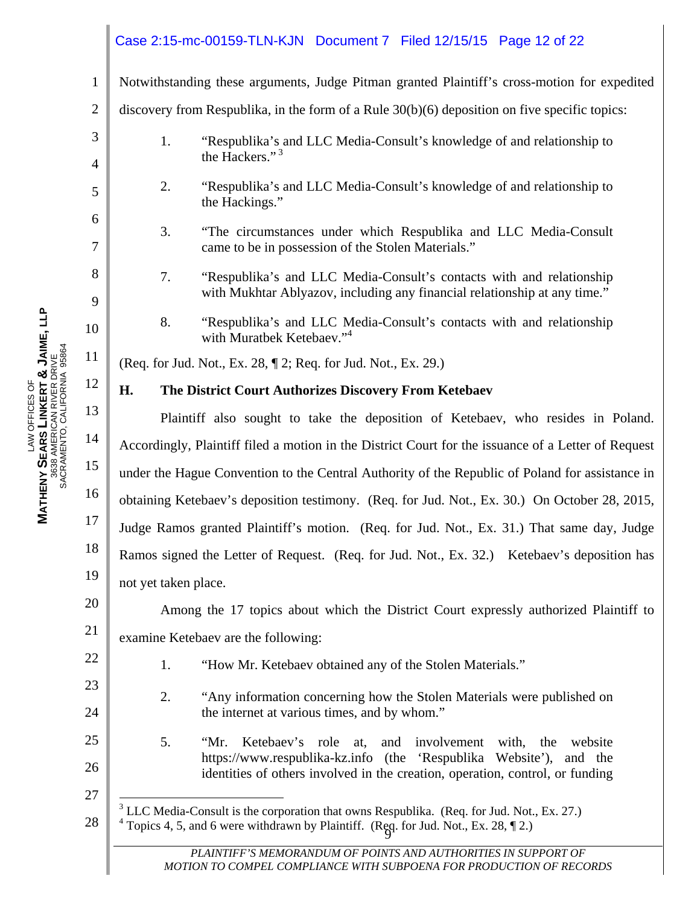Notwithstanding these arguments, Judge Pitman granted Plaintiff's cross-motion for expedited discovery from Respublika, in the form of a Rule 30(b)(6) deposition on five specific topics:

1. "Respublika's and LLC Media-Consult's knowledge of and relationship to the Hackers." [3]

2. "Respublika's and LLC Media-Consult's knowledge of and relationship to the Hackings."

3. "The circumstances under which Respublika and LLC Media-Consult came to be in possession of the Stolen Materials."

7. "Respublika's and LLC Media-Consult's contacts with and relationship with Mukhtar Ablyazov, including any financial relationship at any time."

8. "Respublika's and LLC Media-Consult's contacts with and relationship with Muratbek Ketebaev."[4]

(Req. for Jud. Not., Ex. 28, ¶ 2; Req. for Jud. Not., Ex. 29.)

## H. The District Court Authorizes Discovery From Ketebaev

Plaintiff also sought to take the deposition of Ketebaev, who resides in Poland. Accordingly, Plaintiff filed a motion in the District Court for the issuance of a Letter of Request under the Hague Convention to the Central Authority of the Republic of Poland for assistance in obtaining Ketebaev's deposition testimony. (Req. for Jud. Not., Ex. 30.) On October 28, 2015, Judge Ramos granted Plaintiff's motion. (Req. for Jud. Not., Ex. 31.) That same day, Judge Ramos signed the Letter of Request. (Req. for Jud. Not., Ex. 32.) Ketebaev's deposition has not yet taken place.

Among the 17 topics about which the District Court expressly authorized Plaintiff to examine Ketebaev are the following:

1. "How Mr. Ketebaev obtained any of the Stolen Materials."

2. "Any information concerning how the Stolen Materials were published on the internet at various times, and by whom."

5. "Mr. Ketebaev's role at, and involvement with, the website https://www.respublika-kz.info (the 'Respublika Website'), and the identities of others involved in the creation, operation, control, or funding

---

[3] LLC Media-Consult is the corporation that owns Respublika. (Req. for Jud. Not., Ex. 27.)

[4] Topics 4, 5, and 6 were withdrawn by Plaintiff. (Req. for Jud. Not., Ex. 28, ¶ 2.)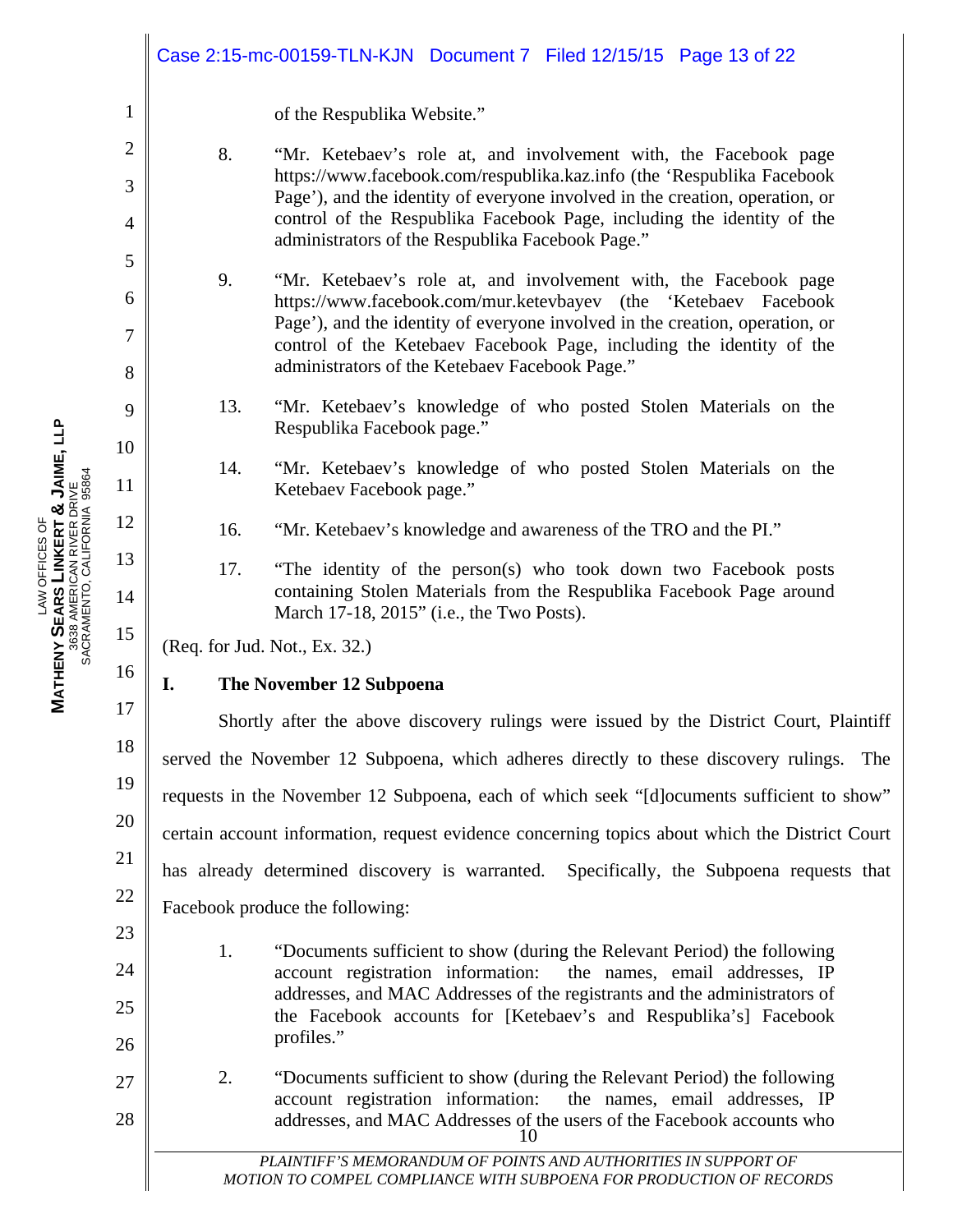of the Respublika Website."

8. "Mr. Ketebaev's role at, and involvement with, the Facebook page https://www.facebook.com/respublika.kaz.info (the 'Respublika Facebook Page'), and the identity of everyone involved in the creation, operation, or control of the Respublika Facebook Page, including the identity of the administrators of the Respublika Facebook Page."

9. "Mr. Ketebaev's role at, and involvement with, the Facebook page https://www.facebook.com/mur.ketevbayev (the 'Ketebaev Facebook Page'), and the identity of everyone involved in the creation, operation, or control of the Ketebaev Facebook Page, including the identity of the administrators of the Ketebaev Facebook Page."

13. "Mr. Ketebaev's knowledge of who posted Stolen Materials on the Respublika Facebook page."

14. "Mr. Ketebaev's knowledge of who posted Stolen Materials on the Ketebaev Facebook page."

16. "Mr. Ketebaev's knowledge and awareness of the TRO and the PI."

17. "The identity of the person(s) who took down two Facebook posts containing Stolen Materials from the Respublika Facebook Page around March 17-18, 2015" (i.e., the Two Posts).

(Req. for Jud. Not., Ex. 32.)

## I. The November 12 Subpoena

Shortly after the above discovery rulings were issued by the District Court, Plaintiff served the November 12 Subpoena, which adheres directly to these discovery rulings. The requests in the November 12 Subpoena, each of which seek "[d]ocuments sufficient to show" certain account information, request evidence concerning topics about which the District Court has already determined discovery is warranted. Specifically, the Subpoena requests that Facebook produce the following:

1. "Documents sufficient to show (during the Relevant Period) the following account registration information: the names, email addresses, IP addresses, and MAC Addresses of the registrants and the administrators of the Facebook accounts for [Ketebaev's and Respublika's] Facebook profiles."

2. "Documents sufficient to show (during the Relevant Period) the following account registration information: the names, email addresses, IP addresses, and MAC Addresses of the users of the Facebook accounts who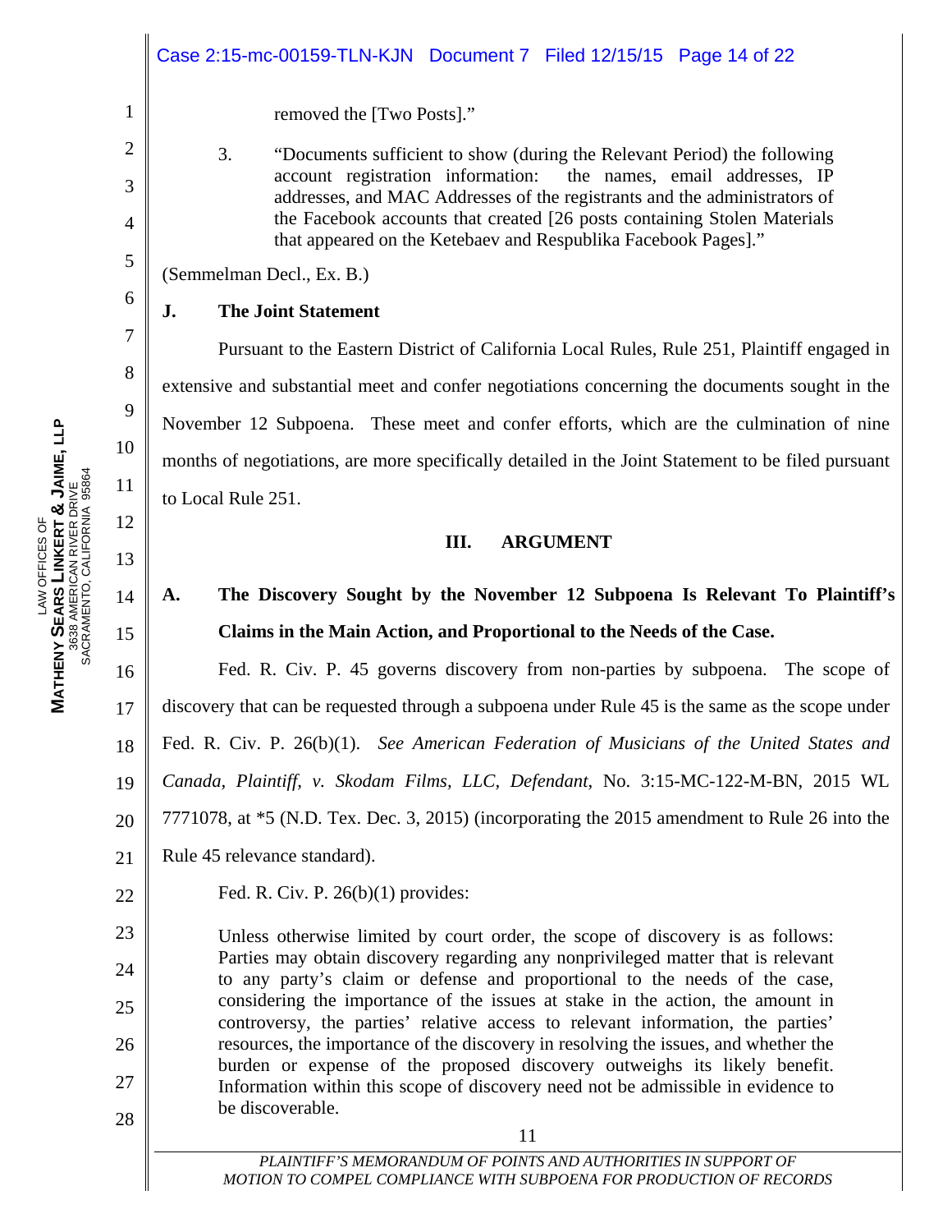removed the [Two Posts]."

3. "Documents sufficient to show (during the Relevant Period) the following account registration information: the names, email addresses, IP addresses, and MAC Addresses of the registrants and the administrators of the Facebook accounts that created [26 posts containing Stolen Materials that appeared on the Ketebaev and Respublika Facebook Pages]."

(Semmelman Decl., Ex. B.)

### J. The Joint Statement

Pursuant to the Eastern District of California Local Rules, Rule 251, Plaintiff engaged in extensive and substantial meet and confer negotiations concerning the documents sought in the November 12 Subpoena. These meet and confer efforts, which are the culmination of nine months of negotiations, are more specifically detailed in the Joint Statement to be filed pursuant to Local Rule 251.

## III. ARGUMENT

### A. The Discovery Sought by the November 12 Subpoena Is Relevant To Plaintiff's Claims in the Main Action, and Proportional to the Needs of the Case.

Fed. R. Civ. P. 45 governs discovery from non-parties by subpoena. The scope of discovery that can be requested through a subpoena under Rule 45 is the same as the scope under Fed. R. Civ. P. 26(b)(1). *See American Federation of Musicians of the United States and Canada, Plaintiff, v. Skodam Films, LLC, Defendant*, No. 3:15-MC-122-M-BN, 2015 WL 7771078, at *5 (N.D. Tex. Dec. 3, 2015) (incorporating the 2015 amendment to Rule 26 into the Rule 45 relevance standard).

Fed. R. Civ. P. 26(b)(1) provides:

> Unless otherwise limited by court order, the scope of discovery is as follows: Parties may obtain discovery regarding any nonprivileged matter that is relevant to any party's claim or defense and proportional to the needs of the case, considering the importance of the issues at stake in the action, the amount in controversy, the parties' relative access to relevant information, the parties' resources, the importance of the discovery in resolving the issues, and whether the burden or expense of the proposed discovery outweighs its likely benefit. Information within this scope of discovery need not be admissible in evidence to be discoverable.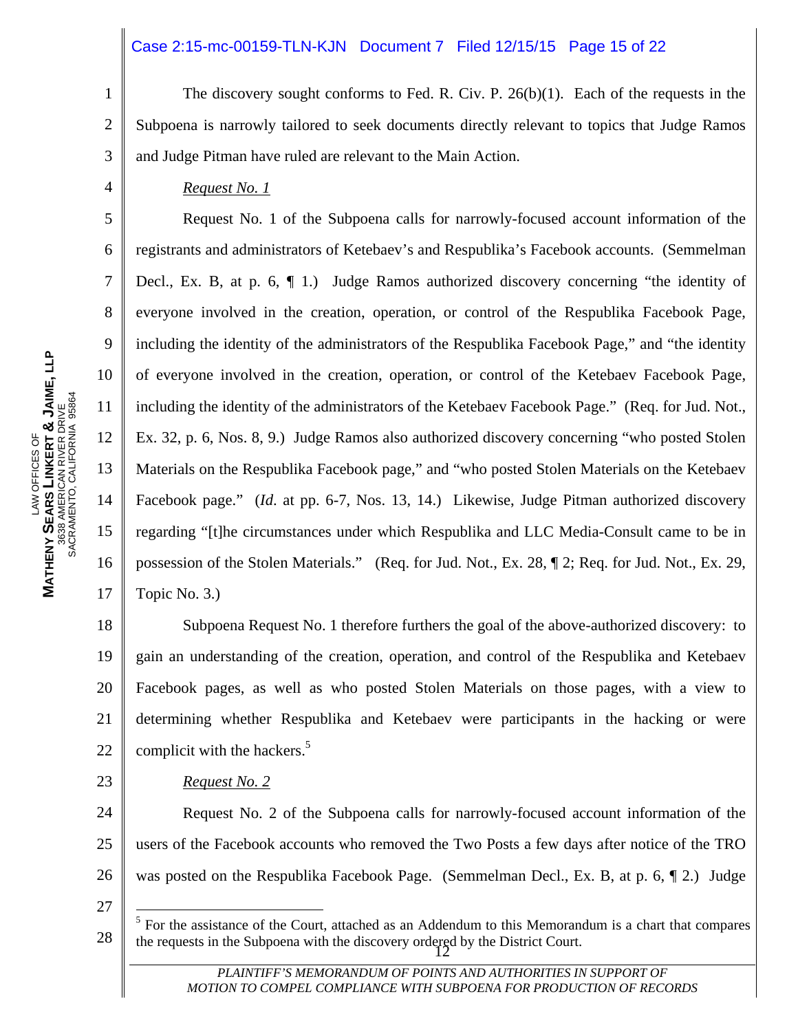The discovery sought conforms to Fed. R. Civ. P. 26(b)(1). Each of the requests in the Subpoena is narrowly tailored to seek documents directly relevant to topics that Judge Ramos and Judge Pitman have ruled are relevant to the Main Action.

*Request No. 1*

Request No. 1 of the Subpoena calls for narrowly-focused account information of the registrants and administrators of Ketebaev's and Respublika's Facebook accounts. (Semmelman Decl., Ex. B, at p. 6, ¶ 1.) Judge Ramos authorized discovery concerning "the identity of everyone involved in the creation, operation, or control of the Respublika Facebook Page, including the identity of the administrators of the Respublika Facebook Page," and "the identity of everyone involved in the creation, operation, or control of the Ketebaev Facebook Page, including the identity of the administrators of the Ketebaev Facebook Page." (Req. for Jud. Not., Ex. 32, p. 6, Nos. 8, 9.) Judge Ramos also authorized discovery concerning "who posted Stolen Materials on the Respublika Facebook page," and "who posted Stolen Materials on the Ketebaev Facebook page." (*Id*. at pp. 6-7, Nos. 13, 14.) Likewise, Judge Pitman authorized discovery regarding "[t]he circumstances under which Respublika and LLC Media-Consult came to be in possession of the Stolen Materials." (Req. for Jud. Not., Ex. 28, ¶ 2; Req. for Jud. Not., Ex. 29, Topic No. 3.)

Subpoena Request No. 1 therefore furthers the goal of the above-authorized discovery: to gain an understanding of the creation, operation, and control of the Respublika and Ketebaev Facebook pages, as well as who posted Stolen Materials on those pages, with a view to determining whether Respublika and Ketebaev were participants in the hacking or were complicit with the hackers.[5]

*Request No. 2*

Request No. 2 of the Subpoena calls for narrowly-focused account information of the users of the Facebook accounts who removed the Two Posts a few days after notice of the TRO was posted on the Respublika Facebook Page. (Semmelman Decl., Ex. B, at p. 6, ¶ 2.) Judge

[5] For the assistance of the Court, attached as an Addendum to this Memorandum is a chart that compares the requests in the Subpoena with the discovery ordered by the District Court.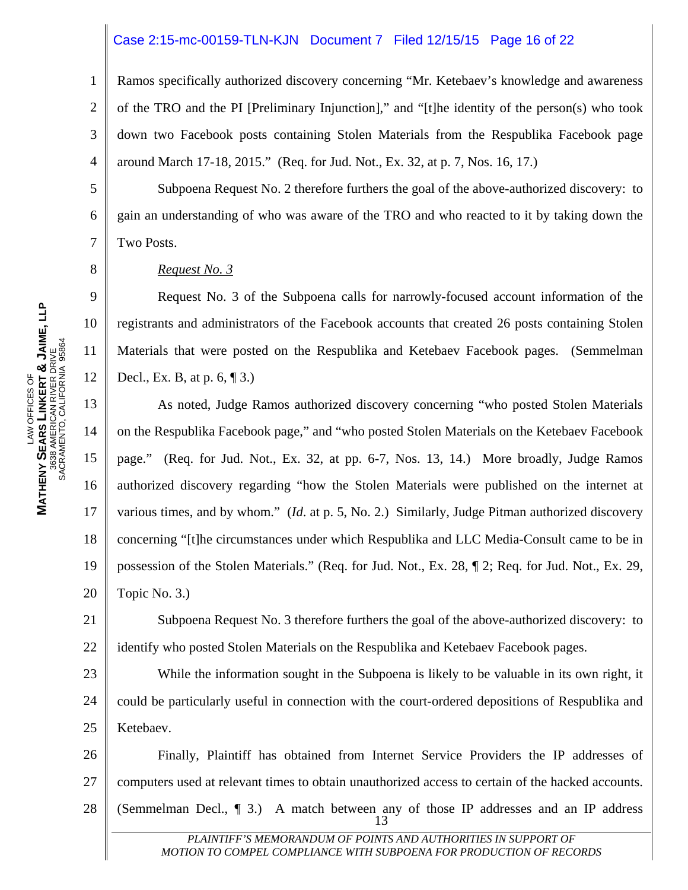Ramos specifically authorized discovery concerning "Mr. Ketebaev's knowledge and awareness of the TRO and the PI [Preliminary Injunction]," and "[t]he identity of the person(s) who took down two Facebook posts containing Stolen Materials from the Respublika Facebook page around March 17-18, 2015." (Req. for Jud. Not., Ex. 32, at p. 7, Nos. 16, 17.)

Subpoena Request No. 2 therefore furthers the goal of the above-authorized discovery: to gain an understanding of who was aware of the TRO and who reacted to it by taking down the Two Posts.

*Request No. 3*

Request No. 3 of the Subpoena calls for narrowly-focused account information of the registrants and administrators of the Facebook accounts that created 26 posts containing Stolen Materials that were posted on the Respublika and Ketebaev Facebook pages. (Semmelman Decl., Ex. B, at p. 6, ¶ 3.)

As noted, Judge Ramos authorized discovery concerning "who posted Stolen Materials on the Respublika Facebook page," and "who posted Stolen Materials on the Ketebaev Facebook page." (Req. for Jud. Not., Ex. 32, at pp. 6-7, Nos. 13, 14.) More broadly, Judge Ramos authorized discovery regarding "how the Stolen Materials were published on the internet at various times, and by whom." (*Id*. at p. 5, No. 2.) Similarly, Judge Pitman authorized discovery concerning "[t]he circumstances under which Respublika and LLC Media-Consult came to be in possession of the Stolen Materials." (Req. for Jud. Not., Ex. 28, ¶ 2; Req. for Jud. Not., Ex. 29, Topic No. 3.)

Subpoena Request No. 3 therefore furthers the goal of the above-authorized discovery: to identify who posted Stolen Materials on the Respublika and Ketebaev Facebook pages.

While the information sought in the Subpoena is likely to be valuable in its own right, it could be particularly useful in connection with the court-ordered depositions of Respublika and Ketebaev.

Finally, Plaintiff has obtained from Internet Service Providers the IP addresses of computers used at relevant times to obtain unauthorized access to certain of the hacked accounts. (Semmelman Decl., ¶ 3.) A match between any of those IP addresses and an IP address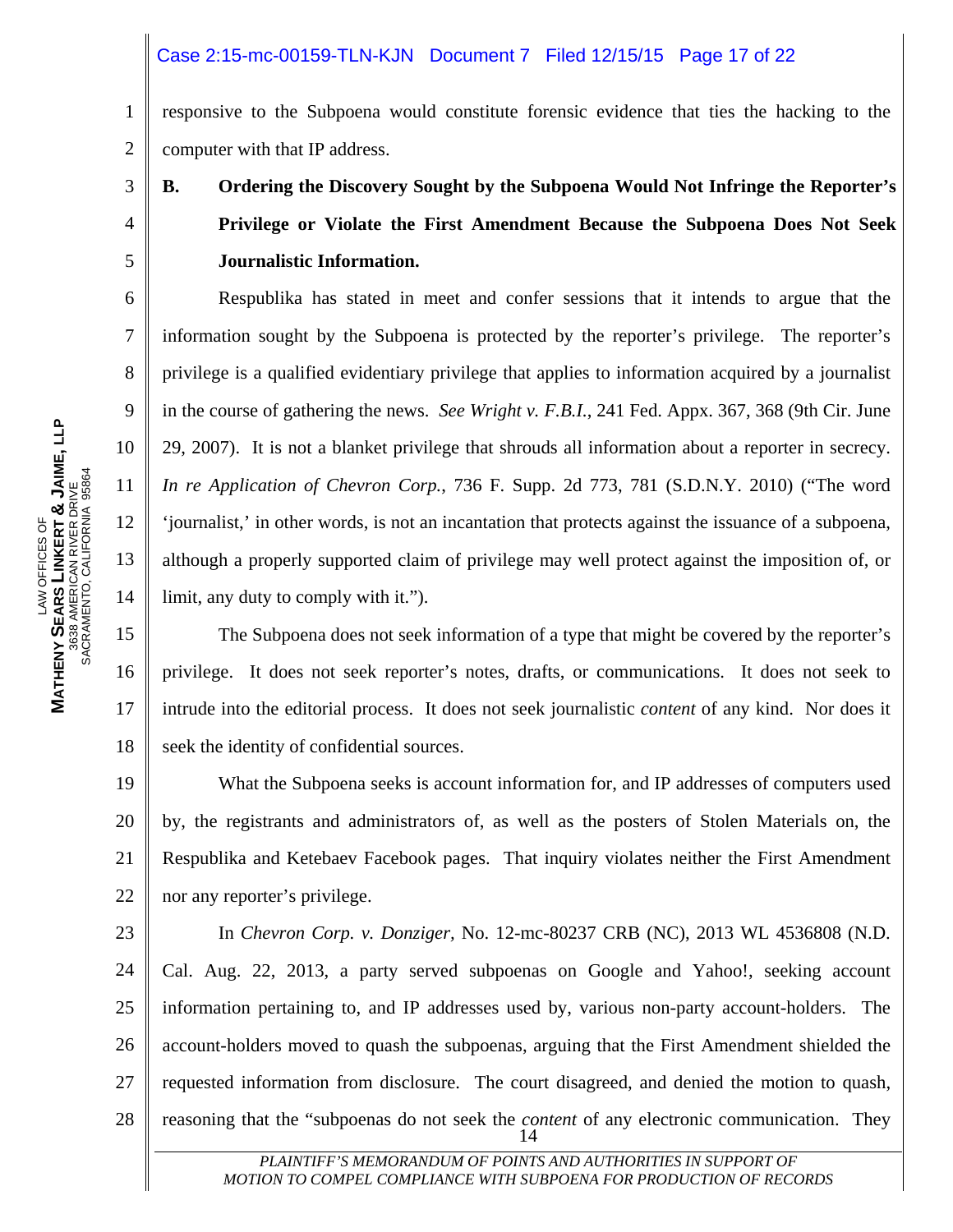responsive to the Subpoena would constitute forensic evidence that ties the hacking to the computer with that IP address.

### B. Ordering the Discovery Sought by the Subpoena Would Not Infringe the Reporter's Privilege or Violate the First Amendment Because the Subpoena Does Not Seek Journalistic Information.

Respublika has stated in meet and confer sessions that it intends to argue that the information sought by the Subpoena is protected by the reporter's privilege. The reporter's privilege is a qualified evidentiary privilege that applies to information acquired by a journalist in the course of gathering the news. *See Wright v. F.B.I.*, 241 Fed. Appx. 367, 368 (9th Cir. June 29, 2007). It is not a blanket privilege that shrouds all information about a reporter in secrecy. *In re Application of Chevron Corp.*, 736 F. Supp. 2d 773, 781 (S.D.N.Y. 2010) ("The word 'journalist,' in other words, is not an incantation that protects against the issuance of a subpoena, although a properly supported claim of privilege may well protect against the imposition of, or limit, any duty to comply with it.").

The Subpoena does not seek information of a type that might be covered by the reporter's privilege. It does not seek reporter's notes, drafts, or communications. It does not seek to intrude into the editorial process. It does not seek journalistic *content* of any kind. Nor does it seek the identity of confidential sources.

What the Subpoena seeks is account information for, and IP addresses of computers used by, the registrants and administrators of, as well as the posters of Stolen Materials on, the Respublika and Ketebaev Facebook pages. That inquiry violates neither the First Amendment nor any reporter's privilege.

In *Chevron Corp. v. Donziger*, No. 12-mc-80237 CRB (NC), 2013 WL 4536808 (N.D. Cal. Aug. 22, 2013, a party served subpoenas on Google and Yahoo!, seeking account information pertaining to, and IP addresses used by, various non-party account-holders. The account-holders moved to quash the subpoenas, arguing that the First Amendment shielded the requested information from disclosure. The court disagreed, and denied the motion to quash, reasoning that the "subpoenas do not seek the *content* of any electronic communication. They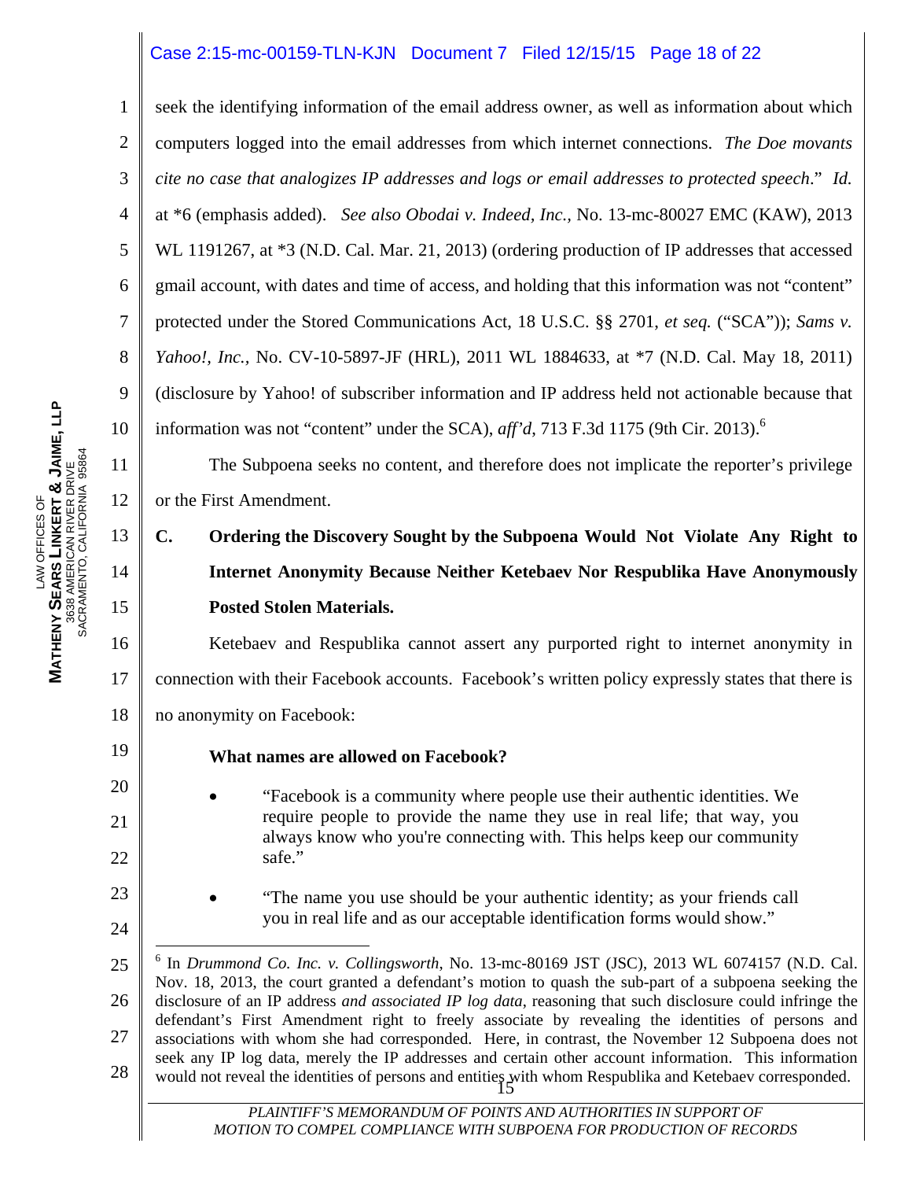seek the identifying information of the email address owner, as well as information about which computers logged into the email addresses from which internet connections. *The Doe movants cite no case that analogizes IP addresses and logs or email addresses to protected speech*." *Id.* at *6 (emphasis added). *See also Obodai v. Indeed, Inc.,* No. 13-mc-80027 EMC (KAW), 2013 WL 1191267, at *3 (N.D. Cal. Mar. 21, 2013) (ordering production of IP addresses that accessed gmail account, with dates and time of access, and holding that this information was not "content" protected under the Stored Communications Act, 18 U.S.C. §§ 2701, *et seq.* ("SCA")); *Sams v. Yahoo!, Inc.,* No. CV-10-5897-JF (HRL), 2011 WL 1884633, at *7 (N.D. Cal. May 18, 2011) (disclosure by Yahoo! of subscriber information and IP address held not actionable because that information was not "content" under the SCA), *aff'd*, 713 F.3d 1175 (9th Cir. 2013).[6]

The Subpoena seeks no content, and therefore does not implicate the reporter's privilege or the First Amendment.

**C. Ordering the Discovery Sought by the Subpoena Would Not Violate Any Right to Internet Anonymity Because Neither Ketebaev Nor Respublika Have Anonymously Posted Stolen Materials.**

Ketebaev and Respublika cannot assert any purported right to internet anonymity in connection with their Facebook accounts. Facebook's written policy expressly states that there is no anonymity on Facebook:

> **What names are allowed on Facebook?**
>
> - "Facebook is a community where people use their authentic identities. We require people to provide the name they use in real life; that way, you always know who you're connecting with. This helps keep our community safe."
>
> - "The name you use should be your authentic identity; as your friends call you in real life and as our acceptable identification forms would show."

---

[6] In *Drummond Co. Inc. v. Collingsworth*, No. 13-mc-80169 JST (JSC), 2013 WL 6074157 (N.D. Cal. Nov. 18, 2013, the court granted a defendant's motion to quash the sub-part of a subpoena seeking the disclosure of an IP address *and associated IP log data*, reasoning that such disclosure could infringe the defendant's First Amendment right to freely associate by revealing the identities of persons and associations with whom she had corresponded. Here, in contrast, the November 12 Subpoena does not seek any IP log data, merely the IP addresses and certain other account information. This information would not reveal the identities of persons and entities with whom Respublika and Ketebaev corresponded.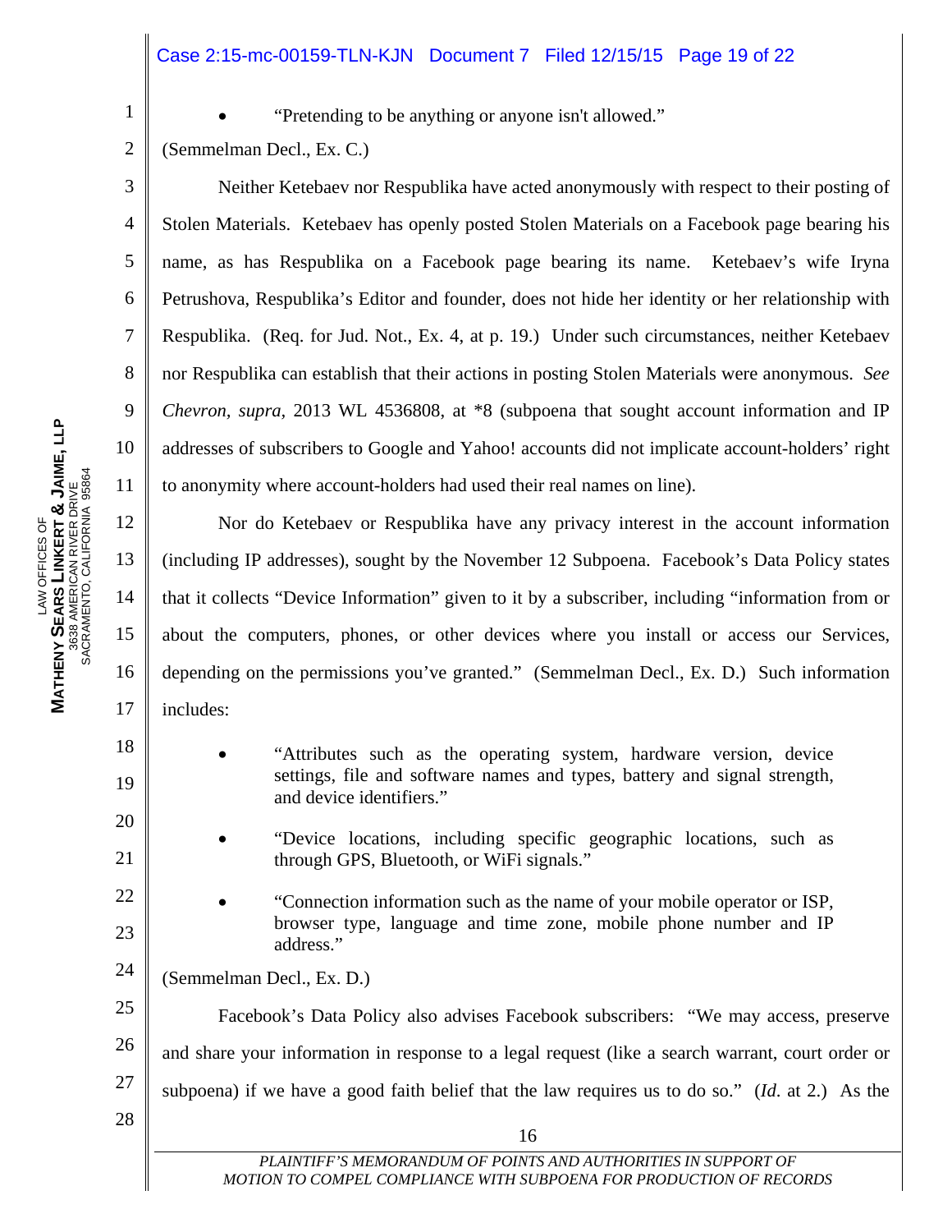- "Pretending to be anything or anyone isn't allowed."

(Semmelman Decl., Ex. C.)

Neither Ketebaev nor Respublika have acted anonymously with respect to their posting of Stolen Materials. Ketebaev has openly posted Stolen Materials on a Facebook page bearing his name, as has Respublika on a Facebook page bearing its name. Ketebaev's wife Iryna Petrushova, Respublika's Editor and founder, does not hide her identity or her relationship with Respublika. (Req. for Jud. Not., Ex. 4, at p. 19.) Under such circumstances, neither Ketebaev nor Respublika can establish that their actions in posting Stolen Materials were anonymous. *See Chevron, supra,* 2013 WL 4536808, at *8 (subpoena that sought account information and IP addresses of subscribers to Google and Yahoo! accounts did not implicate account-holders' right to anonymity where account-holders had used their real names on line).

Nor do Ketebaev or Respublika have any privacy interest in the account information (including IP addresses), sought by the November 12 Subpoena. Facebook's Data Policy states that it collects "Device Information" given to it by a subscriber, including "information from or about the computers, phones, or other devices where you install or access our Services, depending on the permissions you've granted." (Semmelman Decl., Ex. D.) Such information includes:

- "Attributes such as the operating system, hardware version, device settings, file and software names and types, battery and signal strength, and device identifiers."
- "Device locations, including specific geographic locations, such as through GPS, Bluetooth, or WiFi signals."
- "Connection information such as the name of your mobile operator or ISP, browser type, language and time zone, mobile phone number and IP address."

(Semmelman Decl., Ex. D.)

Facebook's Data Policy also advises Facebook subscribers: "We may access, preserve and share your information in response to a legal request (like a search warrant, court order or subpoena) if we have a good faith belief that the law requires us to do so." (*Id*. at 2.) As the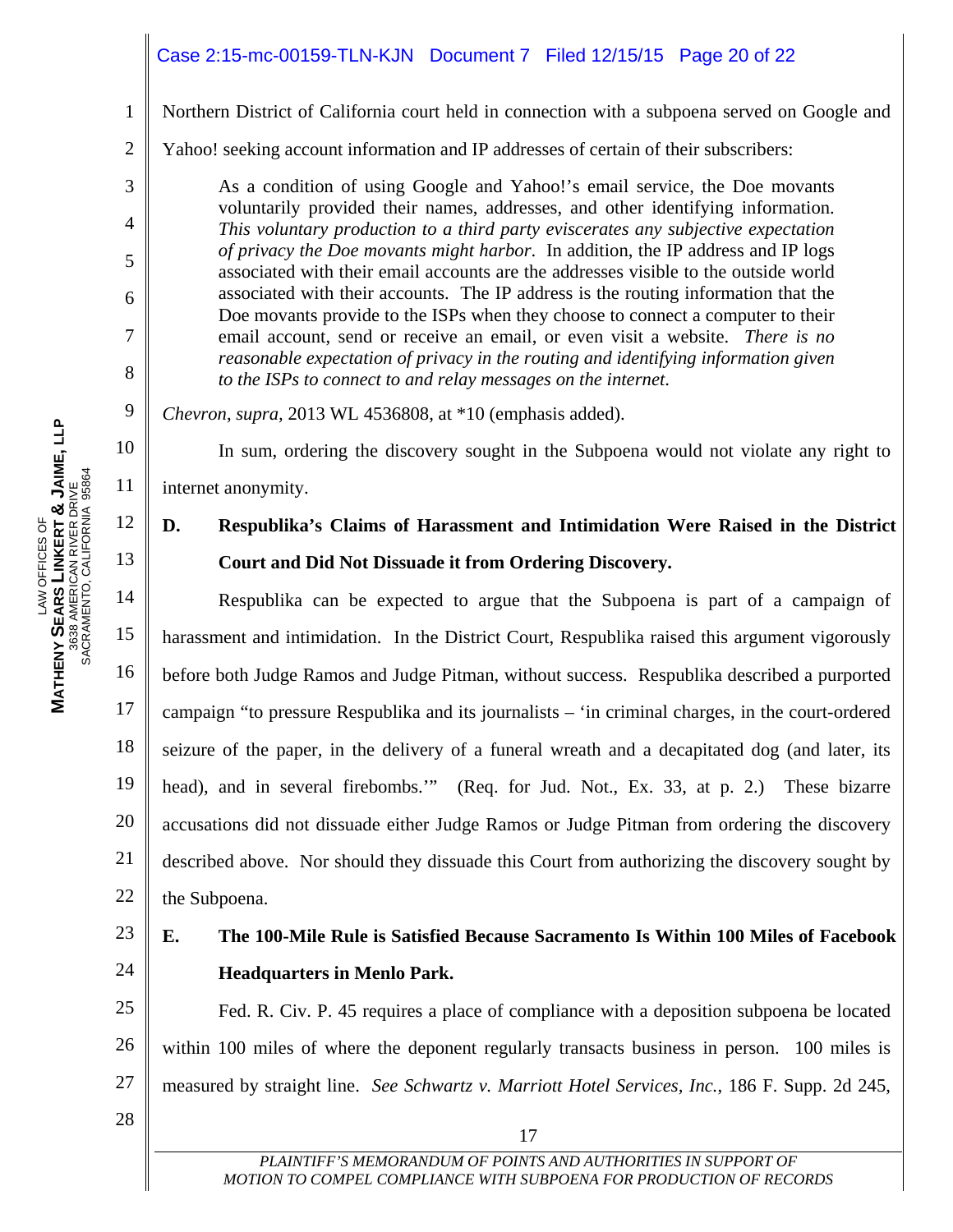Northern District of California court held in connection with a subpoena served on Google and Yahoo! seeking account information and IP addresses of certain of their subscribers:

> As a condition of using Google and Yahoo!'s email service, the Doe movants voluntarily provided their names, addresses, and other identifying information. *This voluntary production to a third party eviscerates any subjective expectation of privacy the Doe movants might harbor*. In addition, the IP address and IP logs associated with their email accounts are the addresses visible to the outside world associated with their accounts. The IP address is the routing information that the Doe movants provide to the ISPs when they choose to connect a computer to their email account, send or receive an email, or even visit a website. *There is no reasonable expectation of privacy in the routing and identifying information given to the ISPs to connect to and relay messages on the internet*.

*Chevron*, *supra,* 2013 WL 4536808, at *10 (emphasis added).

In sum, ordering the discovery sought in the Subpoena would not violate any right to internet anonymity.

### D. Respublika's Claims of Harassment and Intimidation Were Raised in the District Court and Did Not Dissuade it from Ordering Discovery.

Respublika can be expected to argue that the Subpoena is part of a campaign of harassment and intimidation. In the District Court, Respublika raised this argument vigorously before both Judge Ramos and Judge Pitman, without success. Respublika described a purported campaign "to pressure Respublika and its journalists – 'in criminal charges, in the court-ordered seizure of the paper, in the delivery of a funeral wreath and a decapitated dog (and later, its head), and in several firebombs.'" (Req. for Jud. Not., Ex. 33, at p. 2.) These bizarre accusations did not dissuade either Judge Ramos or Judge Pitman from ordering the discovery described above. Nor should they dissuade this Court from authorizing the discovery sought by the Subpoena.

### E. The 100-Mile Rule is Satisfied Because Sacramento Is Within 100 Miles of Facebook Headquarters in Menlo Park.

Fed. R. Civ. P. 45 requires a place of compliance with a deposition subpoena be located within 100 miles of where the deponent regularly transacts business in person. 100 miles is measured by straight line. *See Schwartz v. Marriott Hotel Services, Inc.*, 186 F. Supp. 2d 245,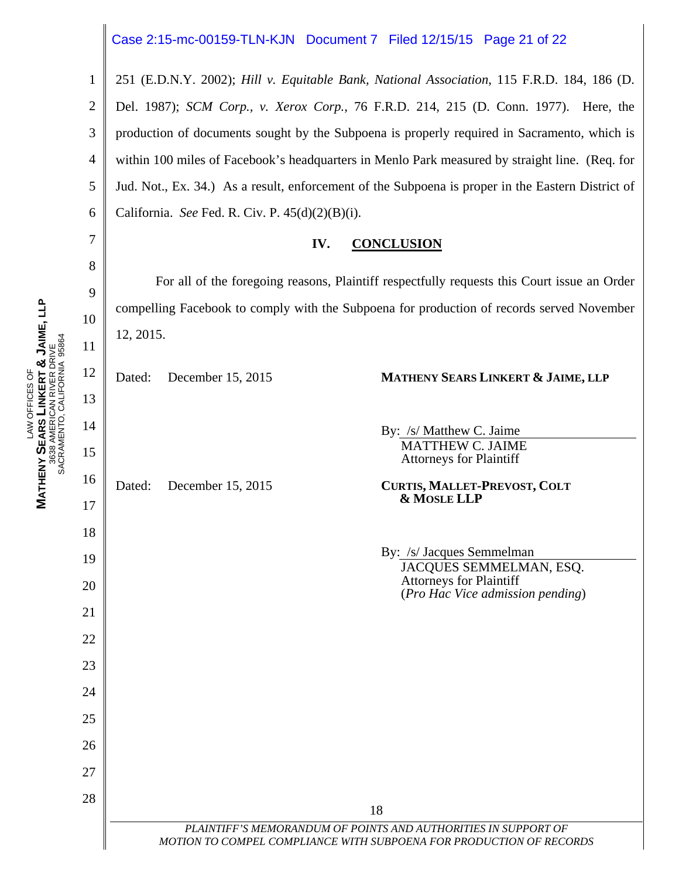251 (E.D.N.Y. 2002); *Hill v. Equitable Bank, National Association*, 115 F.R.D. 184, 186 (D. Del. 1987); *SCM Corp., v. Xerox Corp.*, 76 F.R.D. 214, 215 (D. Conn. 1977). Here, the production of documents sought by the Subpoena is properly required in Sacramento, which is within 100 miles of Facebook's headquarters in Menlo Park measured by straight line. (Req. for Jud. Not., Ex. 34.) As a result, enforcement of the Subpoena is proper in the Eastern District of California. *See* Fed. R. Civ. P. 45(d)(2)(B)(i).

## IV. CONCLUSION

For all of the foregoing reasons, Plaintiff respectfully requests this Court issue an Order compelling Facebook to comply with the Subpoena for production of records served November 12, 2015.

Dated: December 15, 2015

**MATHENY SEARS LINKERT & JAIME, LLP**

By: /s/ Matthew C. Jaime
MATTHEW C. JAIME
Attorneys for Plaintiff

Dated: December 15, 2015

**CURTIS, MALLET-PREVOST, COLT & MOSLE LLP**

By: /s/ Jacques Semmelman
JACQUES SEMMELMAN, ESQ.
Attorneys for Plaintiff
(*Pro Hac Vice admission pending*)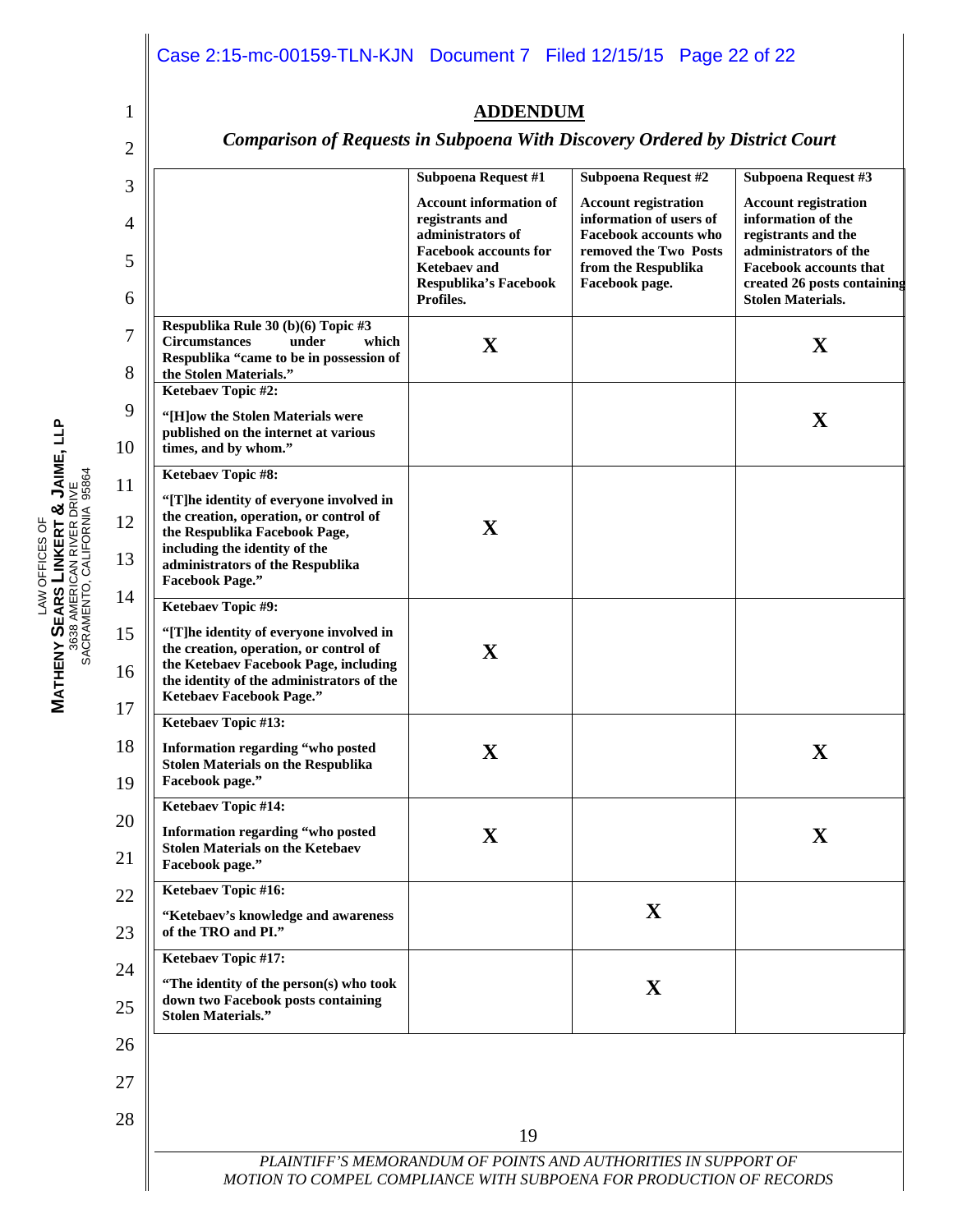## ADDENDUM

***Comparison of Requests in Subpoena With Discovery Ordered by District Court***

| | **Subpoena Request #1**<br><br>**Account information of registrants and administrators of Facebook accounts for Ketebaev and Respublika's Facebook Profiles.** | **Subpoena Request #2**<br><br>**Account registration information of users of Facebook accounts who removed the Two Posts from the Respublika Facebook page.** | **Subpoena Request #3**<br><br>**Account registration information of the registrants and the administrators of the Facebook accounts that created 26 posts containing Stolen Materials.** |
|---|---|---|---|
| **Respublika Rule 30 (b)(6) Topic #3 Circumstances under which Respublika "came to be in possession of the Stolen Materials."** | **X** | | **X** |
| **Ketebaev Topic #2:**<br><br>**"[H]ow the Stolen Materials were published on the internet at various times, and by whom."** | | | **X** |
| **Ketebaev Topic #8:**<br><br>**"[T]he identity of everyone involved in the creation, operation, or control of the Respublika Facebook Page, including the identity of the administrators of the Respublika Facebook Page."** | **X** | | |
| **Ketebaev Topic #9:**<br><br>**"[T]he identity of everyone involved in the creation, operation, or control of the Ketebaev Facebook Page, including the identity of the administrators of the Ketebaev Facebook Page."** | **X** | | |
| **Ketebaev Topic #13:**<br><br>**Information regarding "who posted Stolen Materials on the Respublika Facebook page."** | **X** | | **X** |
| **Ketebaev Topic #14:**<br><br>**Information regarding "who posted Stolen Materials on the Ketebaev Facebook page."** | **X** | | **X** |
| **Ketebaev Topic #16:**<br><br>**"Ketebaev's knowledge and awareness of the TRO and PI."** | | **X** | |
| **Ketebaev Topic #17:**<br><br>**"The identity of the person(s) who took down two Facebook posts containing Stolen Materials."** | | **X** | |